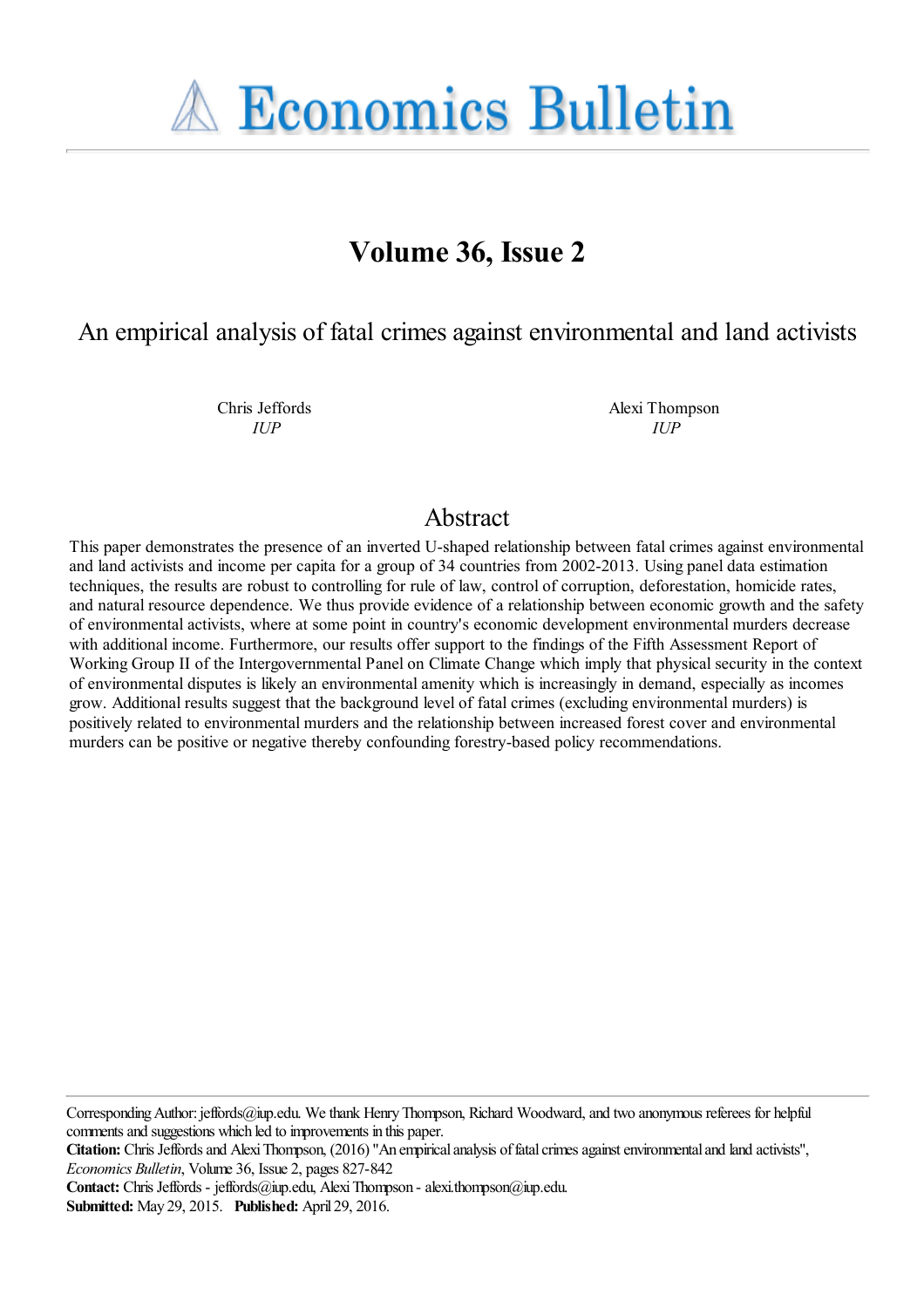# Economics Bulletin

## Volume 36, Issue 2

# An empirical analysis of fatal crimes against environmental and land activists

Chris Jeffords
*IUP*

Alexi Thompson
*IUP*

## Abstract

This paper demonstrates the presence of an inverted U-shaped relationship between fatal crimes against environmental and land activists and income per capita for a group of 34 countries from 2002-2013. Using panel data estimation techniques, the results are robust to controlling for rule of law, control of corruption, deforestation, homicide rates, and natural resource dependence. We thus provide evidence of a relationship between economic growth and the safety of environmental activists, where at some point in country's economic development environmental murders decrease with additional income. Furthermore, our results offer support to the findings of the Fifth Assessment Report of Working Group II of the Intergovernmental Panel on Climate Change which imply that physical security in the context of environmental disputes is likely an environmental amenity which is increasingly in demand, especially as incomes grow. Additional results suggest that the background level of fatal crimes (excluding environmental murders) is positively related to environmental murders and the relationship between increased forest cover and environmental murders can be positive or negative thereby confounding forestry-based policy recommendations.

Corresponding Author: jeffords@iup.edu. We thank Henry Thompson, Richard Woodward, and two anonymous referees for helpful comments and suggestions which led to improvements in this paper.
**Citation:** Chris Jeffords and Alexi Thompson, (2016) "An empirical analysis of fatal crimes against environmental and land activists", *Economics Bulletin*, Volume 36, Issue 2, pages 827-842
**Contact:** Chris Jeffords - jeffords@iup.edu, Alexi Thompson - alexi.thompson@iup.edu.
**Submitted:** May 29, 2015. **Published:** April 29, 2016.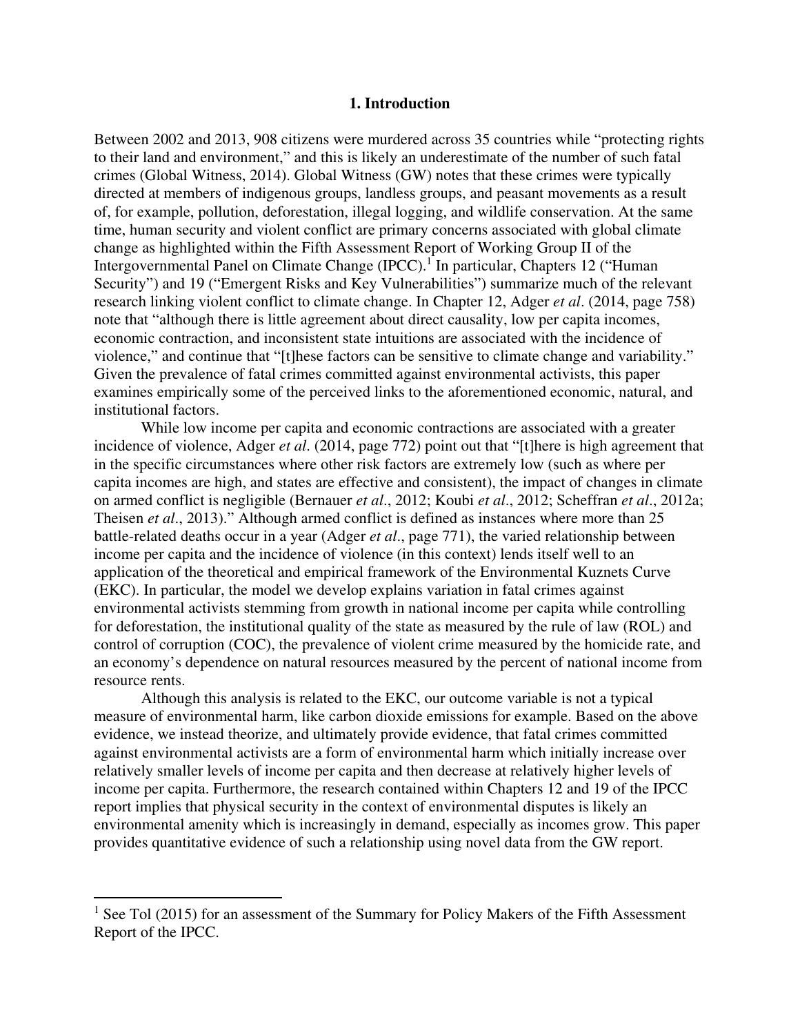# 1. Introduction

Between 2002 and 2013, 908 citizens were murdered across 35 countries while "protecting rights to their land and environment," and this is likely an underestimate of the number of such fatal crimes (Global Witness, 2014). Global Witness (GW) notes that these crimes were typically directed at members of indigenous groups, landless groups, and peasant movements as a result of, for example, pollution, deforestation, illegal logging, and wildlife conservation. At the same time, human security and violent conflict are primary concerns associated with global climate change as highlighted within the Fifth Assessment Report of Working Group II of the Intergovernmental Panel on Climate Change (IPCC).[1] In particular, Chapters 12 ("Human Security") and 19 ("Emergent Risks and Key Vulnerabilities") summarize much of the relevant research linking violent conflict to climate change. In Chapter 12, Adger *et al*. (2014, page 758) note that "although there is little agreement about direct causality, low per capita incomes, economic contraction, and inconsistent state intuitions are associated with the incidence of violence," and continue that "[t]hese factors can be sensitive to climate change and variability." Given the prevalence of fatal crimes committed against environmental activists, this paper examines empirically some of the perceived links to the aforementioned economic, natural, and institutional factors.

While low income per capita and economic contractions are associated with a greater incidence of violence, Adger *et al*. (2014, page 772) point out that "[t]here is high agreement that in the specific circumstances where other risk factors are extremely low (such as where per capita incomes are high, and states are effective and consistent), the impact of changes in climate on armed conflict is negligible (Bernauer *et al*., 2012; Koubi *et al*., 2012; Scheffran *et al*., 2012a; Theisen *et al*., 2013)." Although armed conflict is defined as instances where more than 25 battle-related deaths occur in a year (Adger *et al*., page 771), the varied relationship between income per capita and the incidence of violence (in this context) lends itself well to an application of the theoretical and empirical framework of the Environmental Kuznets Curve (EKC). In particular, the model we develop explains variation in fatal crimes against environmental activists stemming from growth in national income per capita while controlling for deforestation, the institutional quality of the state as measured by the rule of law (ROL) and control of corruption (COC), the prevalence of violent crime measured by the homicide rate, and an economy's dependence on natural resources measured by the percent of national income from resource rents.

Although this analysis is related to the EKC, our outcome variable is not a typical measure of environmental harm, like carbon dioxide emissions for example. Based on the above evidence, we instead theorize, and ultimately provide evidence, that fatal crimes committed against environmental activists are a form of environmental harm which initially increase over relatively smaller levels of income per capita and then decrease at relatively higher levels of income per capita. Furthermore, the research contained within Chapters 12 and 19 of the IPCC report implies that physical security in the context of environmental disputes is likely an environmental amenity which is increasingly in demand, especially as incomes grow. This paper provides quantitative evidence of such a relationship using novel data from the GW report.

---

[1] See Tol (2015) for an assessment of the Summary for Policy Makers of the Fifth Assessment Report of the IPCC.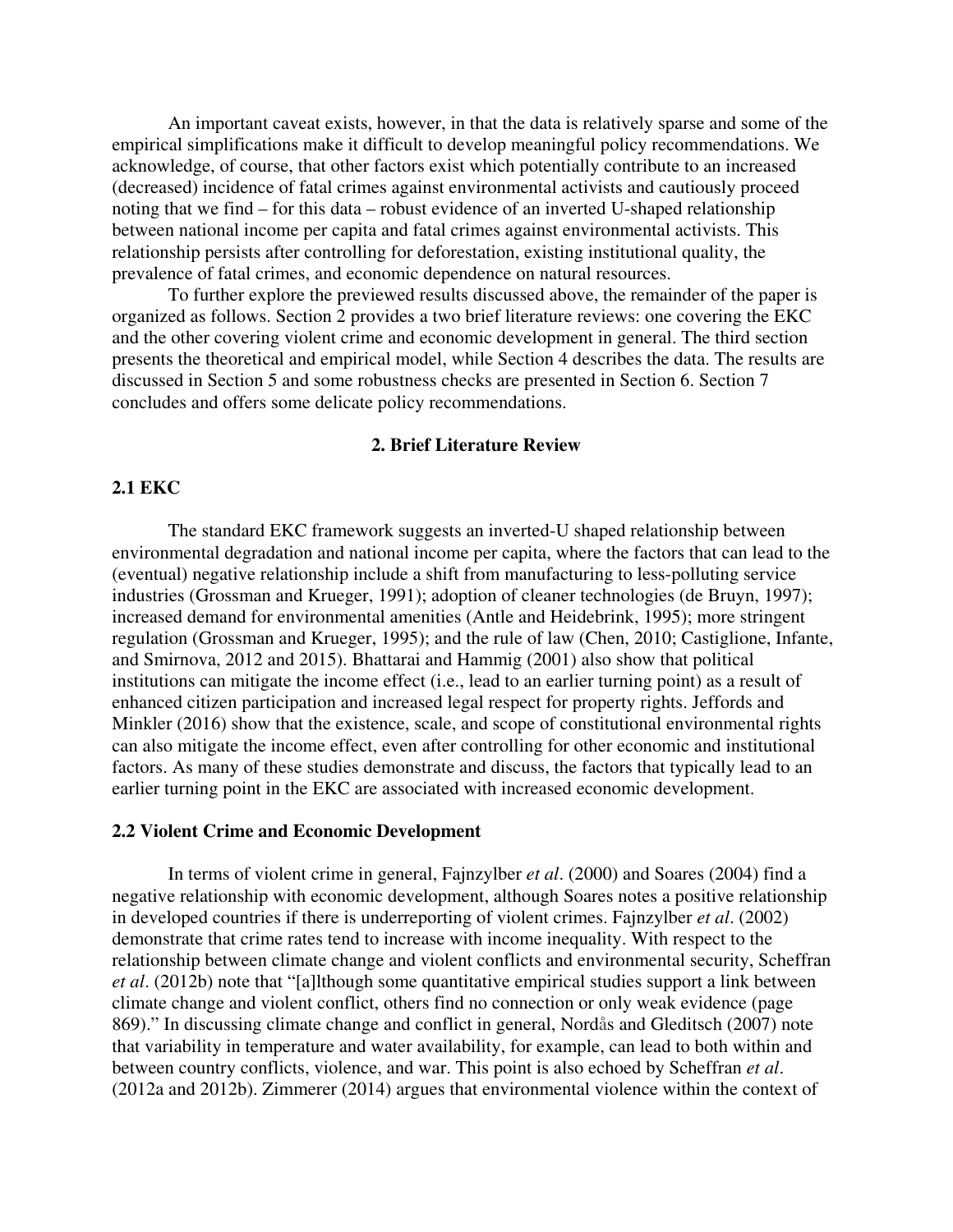An important caveat exists, however, in that the data is relatively sparse and some of the empirical simplifications make it difficult to develop meaningful policy recommendations. We acknowledge, of course, that other factors exist which potentially contribute to an increased (decreased) incidence of fatal crimes against environmental activists and cautiously proceed noting that we find – for this data – robust evidence of an inverted U-shaped relationship between national income per capita and fatal crimes against environmental activists. This relationship persists after controlling for deforestation, existing institutional quality, the prevalence of fatal crimes, and economic dependence on natural resources.

To further explore the previewed results discussed above, the remainder of the paper is organized as follows. Section 2 provides a two brief literature reviews: one covering the EKC and the other covering violent crime and economic development in general. The third section presents the theoretical and empirical model, while Section 4 describes the data. The results are discussed in Section 5 and some robustness checks are presented in Section 6. Section 7 concludes and offers some delicate policy recommendations.

## 2. Brief Literature Review

### 2.1 EKC

The standard EKC framework suggests an inverted-U shaped relationship between environmental degradation and national income per capita, where the factors that can lead to the (eventual) negative relationship include a shift from manufacturing to less-polluting service industries (Grossman and Krueger, 1991); adoption of cleaner technologies (de Bruyn, 1997); increased demand for environmental amenities (Antle and Heidebrink, 1995); more stringent regulation (Grossman and Krueger, 1995); and the rule of law (Chen, 2010; Castiglione, Infante, and Smirnova, 2012 and 2015). Bhattarai and Hammig (2001) also show that political institutions can mitigate the income effect (i.e., lead to an earlier turning point) as a result of enhanced citizen participation and increased legal respect for property rights. Jeffords and Minkler (2016) show that the existence, scale, and scope of constitutional environmental rights can also mitigate the income effect, even after controlling for other economic and institutional factors. As many of these studies demonstrate and discuss, the factors that typically lead to an earlier turning point in the EKC are associated with increased economic development.

### 2.2 Violent Crime and Economic Development

In terms of violent crime in general, Fajnzylber *et al*. (2000) and Soares (2004) find a negative relationship with economic development, although Soares notes a positive relationship in developed countries if there is underreporting of violent crimes. Fajnzylber *et al*. (2002) demonstrate that crime rates tend to increase with income inequality. With respect to the relationship between climate change and violent conflicts and environmental security, Scheffran *et al*. (2012b) note that "[a]lthough some quantitative empirical studies support a link between climate change and violent conflict, others find no connection or only weak evidence (page 869)." In discussing climate change and conflict in general, Nordås and Gleditsch (2007) note that variability in temperature and water availability, for example, can lead to both within and between country conflicts, violence, and war. This point is also echoed by Scheffran *et al*. (2012a and 2012b). Zimmerer (2014) argues that environmental violence within the context of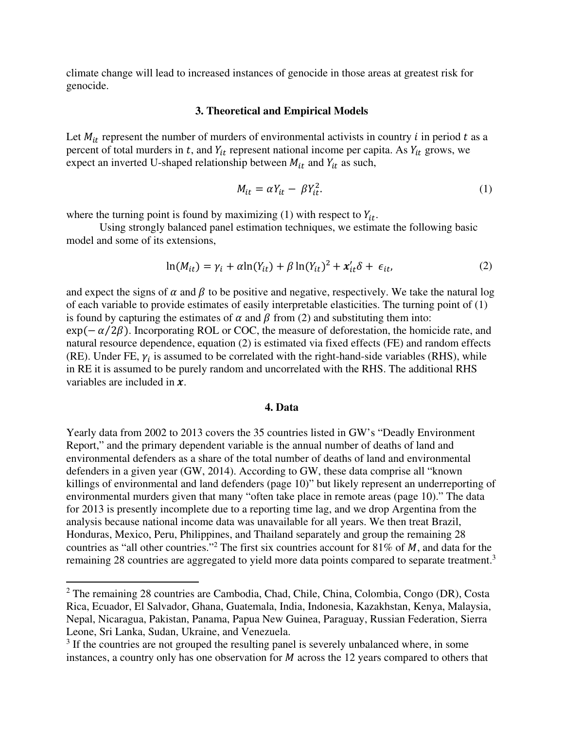climate change will lead to increased instances of genocide in those areas at greatest risk for genocide.

### 3. Theoretical and Empirical Models

Let $M_{it}$ represent the number of murders of environmental activists in country $i$ in period $t$ as a percent of total murders in $t$, and $Y_{it}$ represent national income per capita. As $Y_{it}$ grows, we expect an inverted U-shaped relationship between $M_{it}$ and $Y_{it}$ as such,

$$M_{it} = \alpha Y_{it} - \beta Y_{it}^2. \tag{1}$$

where the turning point is found by maximizing (1) with respect to $Y_{it}$.

Using strongly balanced panel estimation techniques, we estimate the following basic model and some of its extensions,

$$\ln(M_{it}) = \gamma_i + \alpha \ln(Y_{it}) + \beta \ln(Y_{it})^2 + \boldsymbol{x}_{it}'\delta + \epsilon_{it}, \tag{2}$$

and expect the signs of $\alpha$ and $\beta$ to be positive and negative, respectively. We take the natural log of each variable to provide estimates of easily interpretable elasticities. The turning point of (1) is found by capturing the estimates of $\alpha$ and $\beta$ from (2) and substituting them into: $\exp(-\alpha/2\beta)$. Incorporating ROL or COC, the measure of deforestation, the homicide rate, and natural resource dependence, equation (2) is estimated via fixed effects (FE) and random effects (RE). Under FE, $\gamma_i$ is assumed to be correlated with the right-hand-side variables (RHS), while in RE it is assumed to be purely random and uncorrelated with the RHS. The additional RHS variables are included in $\boldsymbol{x}$.

### 4. Data

Yearly data from 2002 to 2013 covers the 35 countries listed in GW's "Deadly Environment Report," and the primary dependent variable is the annual number of deaths of land and environmental defenders as a share of the total number of deaths of land and environmental defenders in a given year (GW, 2014). According to GW, these data comprise all "known killings of environmental and land defenders (page 10)" but likely represent an underreporting of environmental murders given that many "often take place in remote areas (page 10)." The data for 2013 is presently incomplete due to a reporting time lag, and we drop Argentina from the analysis because national income data was unavailable for all years. We then treat Brazil, Honduras, Mexico, Peru, Philippines, and Thailand separately and group the remaining 28 countries as "all other countries."[2] The first six countries account for 81% of $M$, and data for the remaining 28 countries are aggregated to yield more data points compared to separate treatment.[3]

[2] The remaining 28 countries are Cambodia, Chad, Chile, China, Colombia, Congo (DR), Costa Rica, Ecuador, El Salvador, Ghana, Guatemala, India, Indonesia, Kazakhstan, Kenya, Malaysia, Nepal, Nicaragua, Pakistan, Panama, Papua New Guinea, Paraguay, Russian Federation, Sierra Leone, Sri Lanka, Sudan, Ukraine, and Venezuela.

[3] If the countries are not grouped the resulting panel is severely unbalanced where, in some instances, a country only has one observation for $M$ across the 12 years compared to others that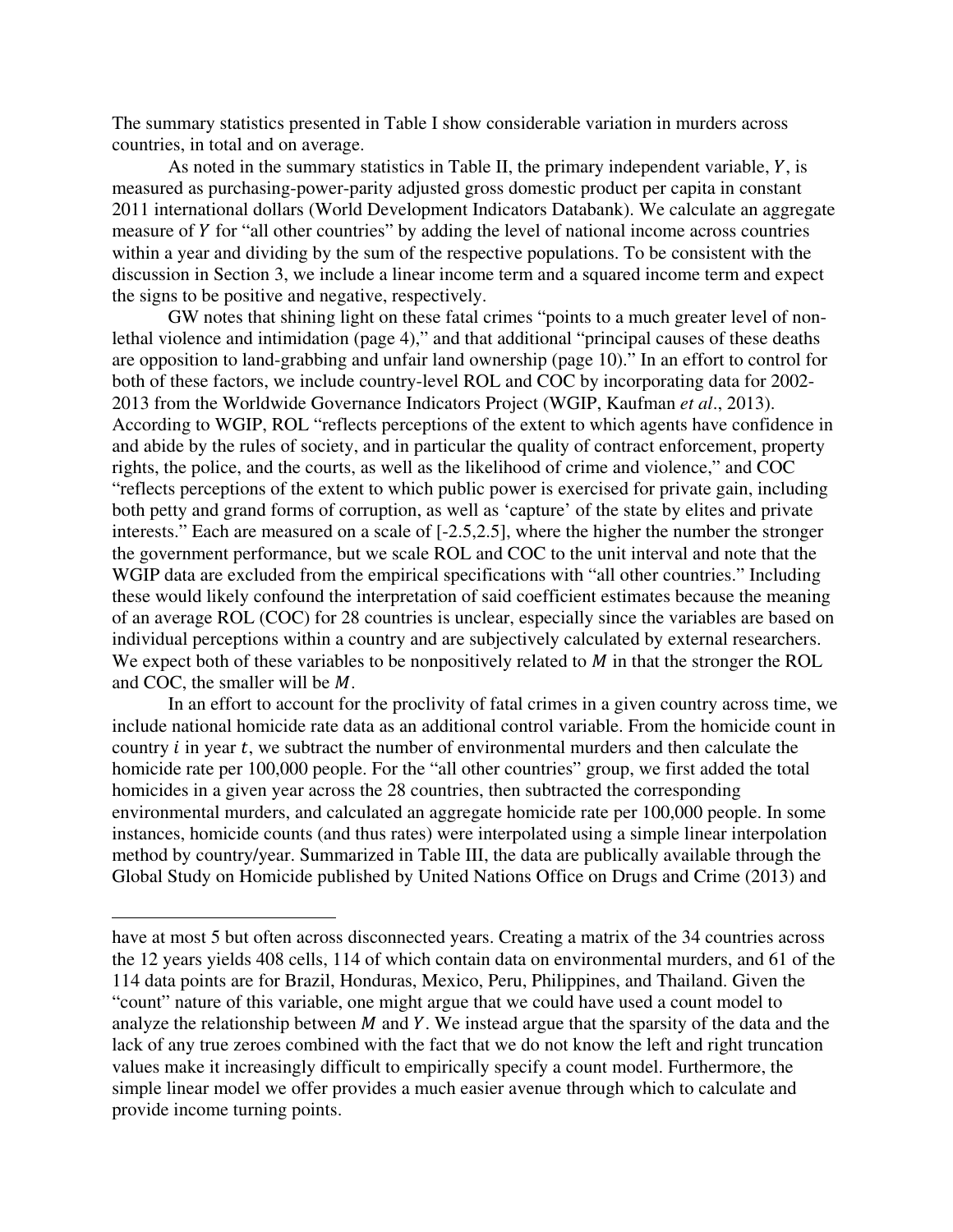The summary statistics presented in Table I show considerable variation in murders across countries, in total and on average.

As noted in the summary statistics in Table II, the primary independent variable, $Y$, is measured as purchasing-power-parity adjusted gross domestic product per capita in constant 2011 international dollars (World Development Indicators Databank). We calculate an aggregate measure of $Y$ for "all other countries" by adding the level of national income across countries within a year and dividing by the sum of the respective populations. To be consistent with the discussion in Section 3, we include a linear income term and a squared income term and expect the signs to be positive and negative, respectively.

GW notes that shining light on these fatal crimes "points to a much greater level of non-lethal violence and intimidation (page 4)," and that additional "principal causes of these deaths are opposition to land-grabbing and unfair land ownership (page 10)." In an effort to control for both of these factors, we include country-level ROL and COC by incorporating data for 2002-2013 from the Worldwide Governance Indicators Project (WGIP, Kaufman *et al*., 2013). According to WGIP, ROL "reflects perceptions of the extent to which agents have confidence in and abide by the rules of society, and in particular the quality of contract enforcement, property rights, the police, and the courts, as well as the likelihood of crime and violence," and COC "reflects perceptions of the extent to which public power is exercised for private gain, including both petty and grand forms of corruption, as well as 'capture' of the state by elites and private interests." Each are measured on a scale of [-2.5,2.5], where the higher the number the stronger the government performance, but we scale ROL and COC to the unit interval and note that the WGIP data are excluded from the empirical specifications with "all other countries." Including these would likely confound the interpretation of said coefficient estimates because the meaning of an average ROL (COC) for 28 countries is unclear, especially since the variables are based on individual perceptions within a country and are subjectively calculated by external researchers. We expect both of these variables to be nonpositively related to $M$ in that the stronger the ROL and COC, the smaller will be $M$.

In an effort to account for the proclivity of fatal crimes in a given country across time, we include national homicide rate data as an additional control variable. From the homicide count in country $i$ in year $t$, we subtract the number of environmental murders and then calculate the homicide rate per 100,000 people. For the "all other countries" group, we first added the total homicides in a given year across the 28 countries, then subtracted the corresponding environmental murders, and calculated an aggregate homicide rate per 100,000 people. In some instances, homicide counts (and thus rates) were interpolated using a simple linear interpolation method by country/year. Summarized in Table III, the data are publically available through the Global Study on Homicide published by United Nations Office on Drugs and Crime (2013) and

---

have at most 5 but often across disconnected years. Creating a matrix of the 34 countries across the 12 years yields 408 cells, 114 of which contain data on environmental murders, and 61 of the 114 data points are for Brazil, Honduras, Mexico, Peru, Philippines, and Thailand. Given the "count" nature of this variable, one might argue that we could have used a count model to analyze the relationship between $M$ and $Y$. We instead argue that the sparsity of the data and the lack of any true zeroes combined with the fact that we do not know the left and right truncation values make it increasingly difficult to empirically specify a count model. Furthermore, the simple linear model we offer provides a much easier avenue through which to calculate and provide income turning points.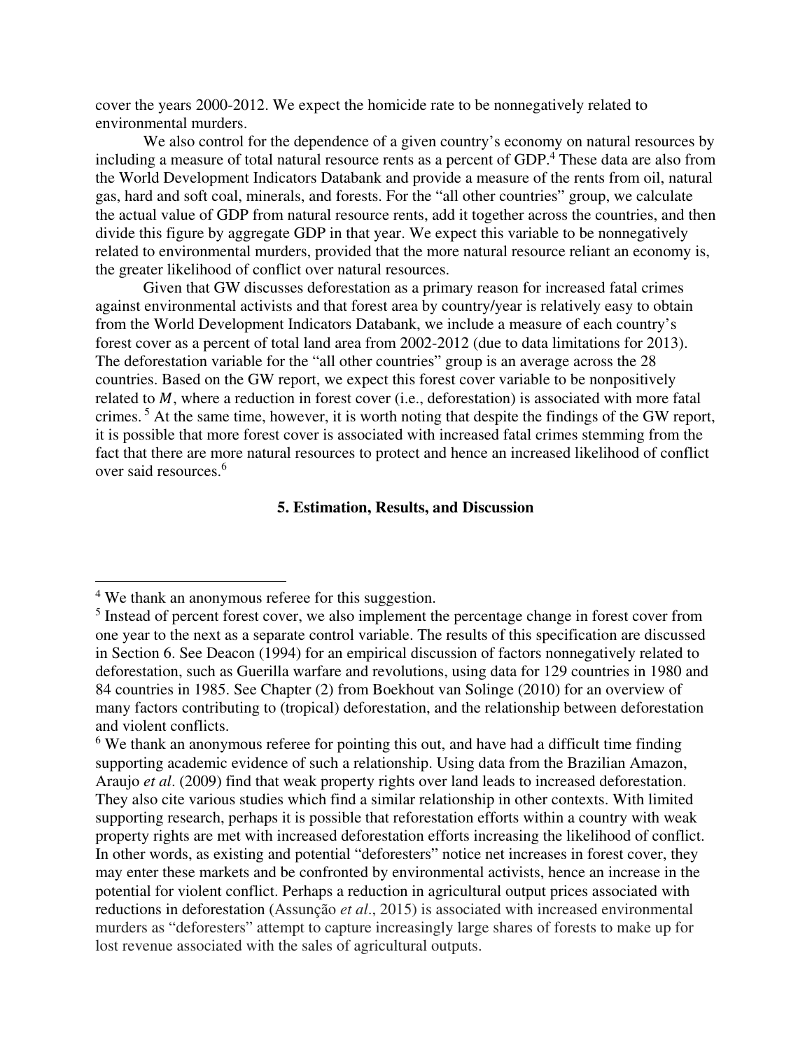cover the years 2000-2012. We expect the homicide rate to be nonnegatively related to environmental murders.

We also control for the dependence of a given country's economy on natural resources by including a measure of total natural resource rents as a percent of GDP.[4] These data are also from the World Development Indicators Databank and provide a measure of the rents from oil, natural gas, hard and soft coal, minerals, and forests. For the "all other countries" group, we calculate the actual value of GDP from natural resource rents, add it together across the countries, and then divide this figure by aggregate GDP in that year. We expect this variable to be nonnegatively related to environmental murders, provided that the more natural resource reliant an economy is, the greater likelihood of conflict over natural resources.

Given that GW discusses deforestation as a primary reason for increased fatal crimes against environmental activists and that forest area by country/year is relatively easy to obtain from the World Development Indicators Databank, we include a measure of each country's forest cover as a percent of total land area from 2002-2012 (due to data limitations for 2013). The deforestation variable for the "all other countries" group is an average across the 28 countries. Based on the GW report, we expect this forest cover variable to be nonpositively related to $M$, where a reduction in forest cover (i.e., deforestation) is associated with more fatal crimes.[5] At the same time, however, it is worth noting that despite the findings of the GW report, it is possible that more forest cover is associated with increased fatal crimes stemming from the fact that there are more natural resources to protect and hence an increased likelihood of conflict over said resources.[6]

## 5. Estimation, Results, and Discussion

---

[4] We thank an anonymous referee for this suggestion.

[5] Instead of percent forest cover, we also implement the percentage change in forest cover from one year to the next as a separate control variable. The results of this specification are discussed in Section 6. See Deacon (1994) for an empirical discussion of factors nonnegatively related to deforestation, such as Guerilla warfare and revolutions, using data for 129 countries in 1980 and 84 countries in 1985. See Chapter (2) from Boekhout van Solinge (2010) for an overview of many factors contributing to (tropical) deforestation, and the relationship between deforestation and violent conflicts.

[6] We thank an anonymous referee for pointing this out, and have had a difficult time finding supporting academic evidence of such a relationship. Using data from the Brazilian Amazon, Araujo *et al*. (2009) find that weak property rights over land leads to increased deforestation. They also cite various studies which find a similar relationship in other contexts. With limited supporting research, perhaps it is possible that reforestation efforts within a country with weak property rights are met with increased deforestation efforts increasing the likelihood of conflict. In other words, as existing and potential "deforesters" notice net increases in forest cover, they may enter these markets and be confronted by environmental activists, hence an increase in the potential for violent conflict. Perhaps a reduction in agricultural output prices associated with reductions in deforestation (Assunção *et al*., 2015) is associated with increased environmental murders as "deforesters" attempt to capture increasingly large shares of forests to make up for lost revenue associated with the sales of agricultural outputs.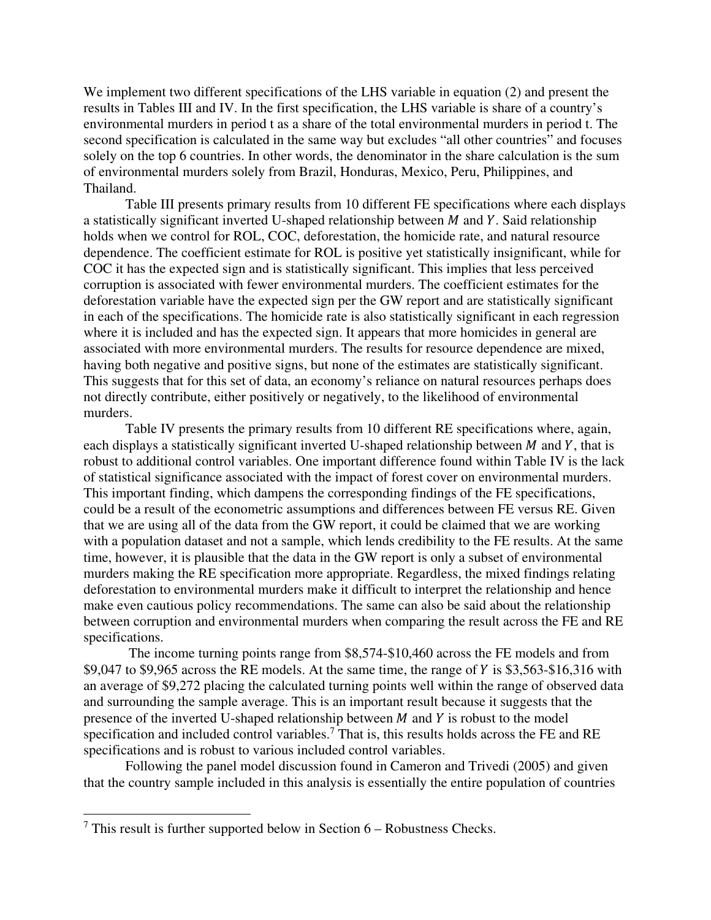We implement two different specifications of the LHS variable in equation (2) and present the results in Tables III and IV. In the first specification, the LHS variable is share of a country's environmental murders in period t as a share of the total environmental murders in period t. The second specification is calculated in the same way but excludes "all other countries" and focuses solely on the top 6 countries. In other words, the denominator in the share calculation is the sum of environmental murders solely from Brazil, Honduras, Mexico, Peru, Philippines, and Thailand.

Table III presents primary results from 10 different FE specifications where each displays a statistically significant inverted U-shaped relationship between $M$ and $Y$. Said relationship holds when we control for ROL, COC, deforestation, the homicide rate, and natural resource dependence. The coefficient estimate for ROL is positive yet statistically insignificant, while for COC it has the expected sign and is statistically significant. This implies that less perceived corruption is associated with fewer environmental murders. The coefficient estimates for the deforestation variable have the expected sign per the GW report and are statistically significant in each of the specifications. The homicide rate is also statistically significant in each regression where it is included and has the expected sign. It appears that more homicides in general are associated with more environmental murders. The results for resource dependence are mixed, having both negative and positive signs, but none of the estimates are statistically significant. This suggests that for this set of data, an economy's reliance on natural resources perhaps does not directly contribute, either positively or negatively, to the likelihood of environmental murders.

Table IV presents the primary results from 10 different RE specifications where, again, each displays a statistically significant inverted U-shaped relationship between $M$ and $Y$, that is robust to additional control variables. One important difference found within Table IV is the lack of statistical significance associated with the impact of forest cover on environmental murders. This important finding, which dampens the corresponding findings of the FE specifications, could be a result of the econometric assumptions and differences between FE versus RE. Given that we are using all of the data from the GW report, it could be claimed that we are working with a population dataset and not a sample, which lends credibility to the FE results. At the same time, however, it is plausible that the data in the GW report is only a subset of environmental murders making the RE specification more appropriate. Regardless, the mixed findings relating deforestation to environmental murders make it difficult to interpret the relationship and hence make even cautious policy recommendations. The same can also be said about the relationship between corruption and environmental murders when comparing the result across the FE and RE specifications.

The income turning points range from \$8,574-\$10,460 across the FE models and from \$9,047 to \$9,965 across the RE models. At the same time, the range of $Y$ is \$3,563-\$16,316 with an average of \$9,272 placing the calculated turning points well within the range of observed data and surrounding the sample average. This is an important result because it suggests that the presence of the inverted U-shaped relationship between $M$ and $Y$ is robust to the model specification and included control variables.[7] That is, this results holds across the FE and RE specifications and is robust to various included control variables.

Following the panel model discussion found in Cameron and Trivedi (2005) and given that the country sample included in this analysis is essentially the entire population of countries

---

[7] This result is further supported below in Section 6 – Robustness Checks.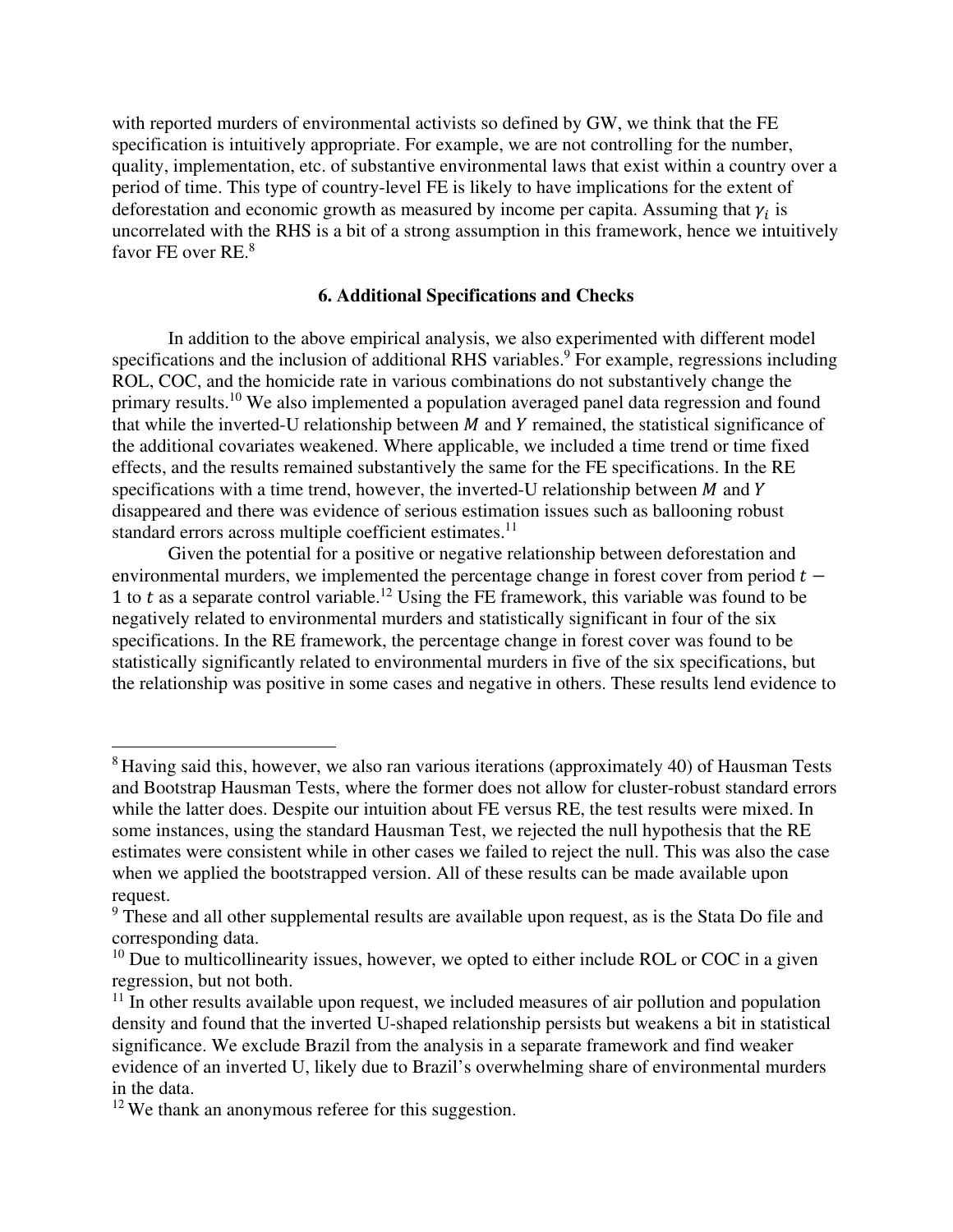with reported murders of environmental activists so defined by GW, we think that the FE specification is intuitively appropriate. For example, we are not controlling for the number, quality, implementation, etc. of substantive environmental laws that exist within a country over a period of time. This type of country-level FE is likely to have implications for the extent of deforestation and economic growth as measured by income per capita. Assuming that $\gamma_i$ is uncorrelated with the RHS is a bit of a strong assumption in this framework, hence we intuitively favor FE over RE.[8]

## 6. Additional Specifications and Checks

In addition to the above empirical analysis, we also experimented with different model specifications and the inclusion of additional RHS variables.[9] For example, regressions including ROL, COC, and the homicide rate in various combinations do not substantively change the primary results.[10] We also implemented a population averaged panel data regression and found that while the inverted-U relationship between $M$ and $Y$ remained, the statistical significance of the additional covariates weakened. Where applicable, we included a time trend or time fixed effects, and the results remained substantively the same for the FE specifications. In the RE specifications with a time trend, however, the inverted-U relationship between $M$ and $Y$ disappeared and there was evidence of serious estimation issues such as ballooning robust standard errors across multiple coefficient estimates.[11]

Given the potential for a positive or negative relationship between deforestation and environmental murders, we implemented the percentage change in forest cover from period $t - 1$ to $t$ as a separate control variable.[12] Using the FE framework, this variable was found to be negatively related to environmental murders and statistically significant in four of the six specifications. In the RE framework, the percentage change in forest cover was found to be statistically significantly related to environmental murders in five of the six specifications, but the relationship was positive in some cases and negative in others. These results lend evidence to

---

[8] Having said this, however, we also ran various iterations (approximately 40) of Hausman Tests and Bootstrap Hausman Tests, where the former does not allow for cluster-robust standard errors while the latter does. Despite our intuition about FE versus RE, the test results were mixed. In some instances, using the standard Hausman Test, we rejected the null hypothesis that the RE estimates were consistent while in other cases we failed to reject the null. This was also the case when we applied the bootstrapped version. All of these results can be made available upon request.

[9] These and all other supplemental results are available upon request, as is the Stata Do file and corresponding data.

[10] Due to multicollinearity issues, however, we opted to either include ROL or COC in a given regression, but not both.

[11] In other results available upon request, we included measures of air pollution and population density and found that the inverted U-shaped relationship persists but weakens a bit in statistical significance. We exclude Brazil from the analysis in a separate framework and find weaker evidence of an inverted U, likely due to Brazil's overwhelming share of environmental murders in the data.

[12] We thank an anonymous referee for this suggestion.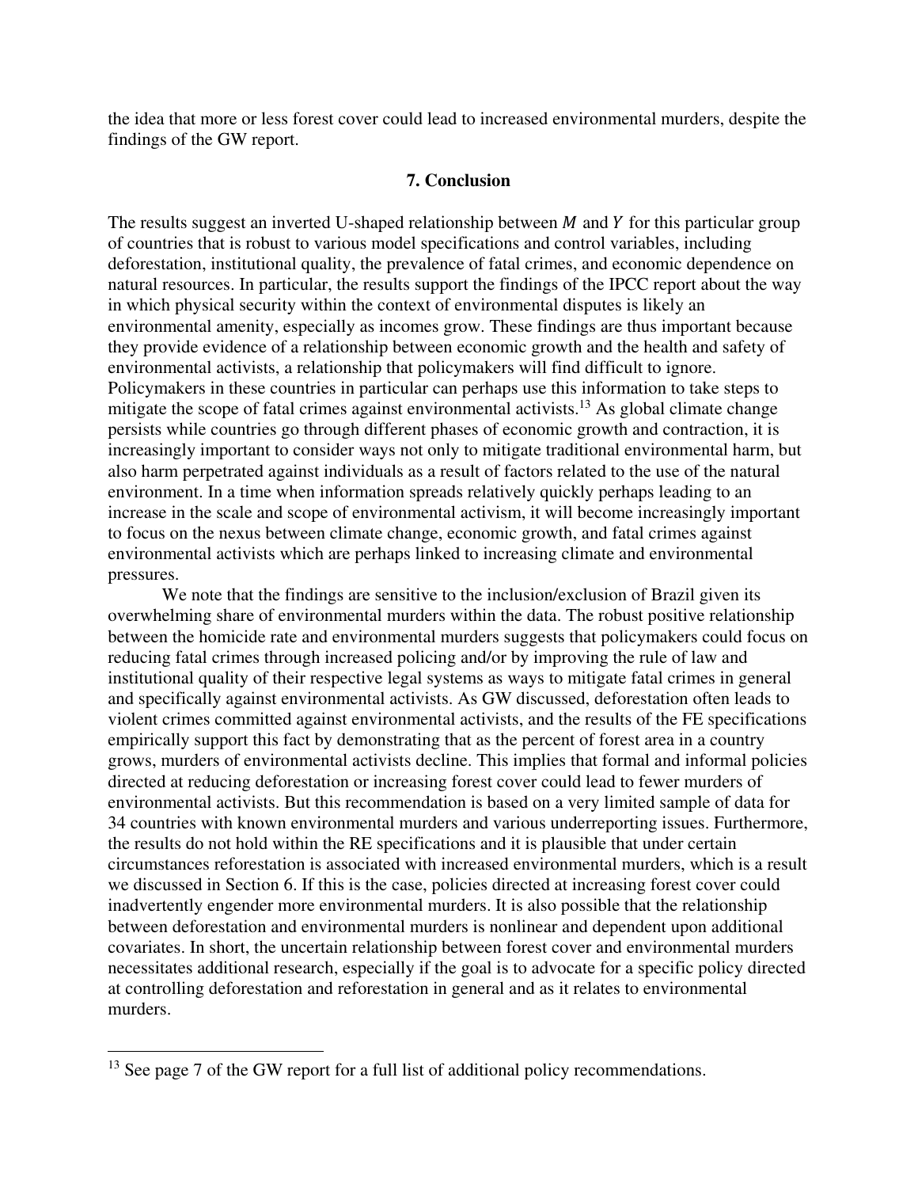the idea that more or less forest cover could lead to increased environmental murders, despite the findings of the GW report.

## 7. Conclusion

The results suggest an inverted U-shaped relationship between $M$ and $Y$ for this particular group of countries that is robust to various model specifications and control variables, including deforestation, institutional quality, the prevalence of fatal crimes, and economic dependence on natural resources. In particular, the results support the findings of the IPCC report about the way in which physical security within the context of environmental disputes is likely an environmental amenity, especially as incomes grow. These findings are thus important because they provide evidence of a relationship between economic growth and the health and safety of environmental activists, a relationship that policymakers will find difficult to ignore. Policymakers in these countries in particular can perhaps use this information to take steps to mitigate the scope of fatal crimes against environmental activists.[13] As global climate change persists while countries go through different phases of economic growth and contraction, it is increasingly important to consider ways not only to mitigate traditional environmental harm, but also harm perpetrated against individuals as a result of factors related to the use of the natural environment. In a time when information spreads relatively quickly perhaps leading to an increase in the scale and scope of environmental activism, it will become increasingly important to focus on the nexus between climate change, economic growth, and fatal crimes against environmental activists which are perhaps linked to increasing climate and environmental pressures.

We note that the findings are sensitive to the inclusion/exclusion of Brazil given its overwhelming share of environmental murders within the data. The robust positive relationship between the homicide rate and environmental murders suggests that policymakers could focus on reducing fatal crimes through increased policing and/or by improving the rule of law and institutional quality of their respective legal systems as ways to mitigate fatal crimes in general and specifically against environmental activists. As GW discussed, deforestation often leads to violent crimes committed against environmental activists, and the results of the FE specifications empirically support this fact by demonstrating that as the percent of forest area in a country grows, murders of environmental activists decline. This implies that formal and informal policies directed at reducing deforestation or increasing forest cover could lead to fewer murders of environmental activists. But this recommendation is based on a very limited sample of data for 34 countries with known environmental murders and various underreporting issues. Furthermore, the results do not hold within the RE specifications and it is plausible that under certain circumstances reforestation is associated with increased environmental murders, which is a result we discussed in Section 6. If this is the case, policies directed at increasing forest cover could inadvertently engender more environmental murders. It is also possible that the relationship between deforestation and environmental murders is nonlinear and dependent upon additional covariates. In short, the uncertain relationship between forest cover and environmental murders necessitates additional research, especially if the goal is to advocate for a specific policy directed at controlling deforestation and reforestation in general and as it relates to environmental murders.

---

[13] See page 7 of the GW report for a full list of additional policy recommendations.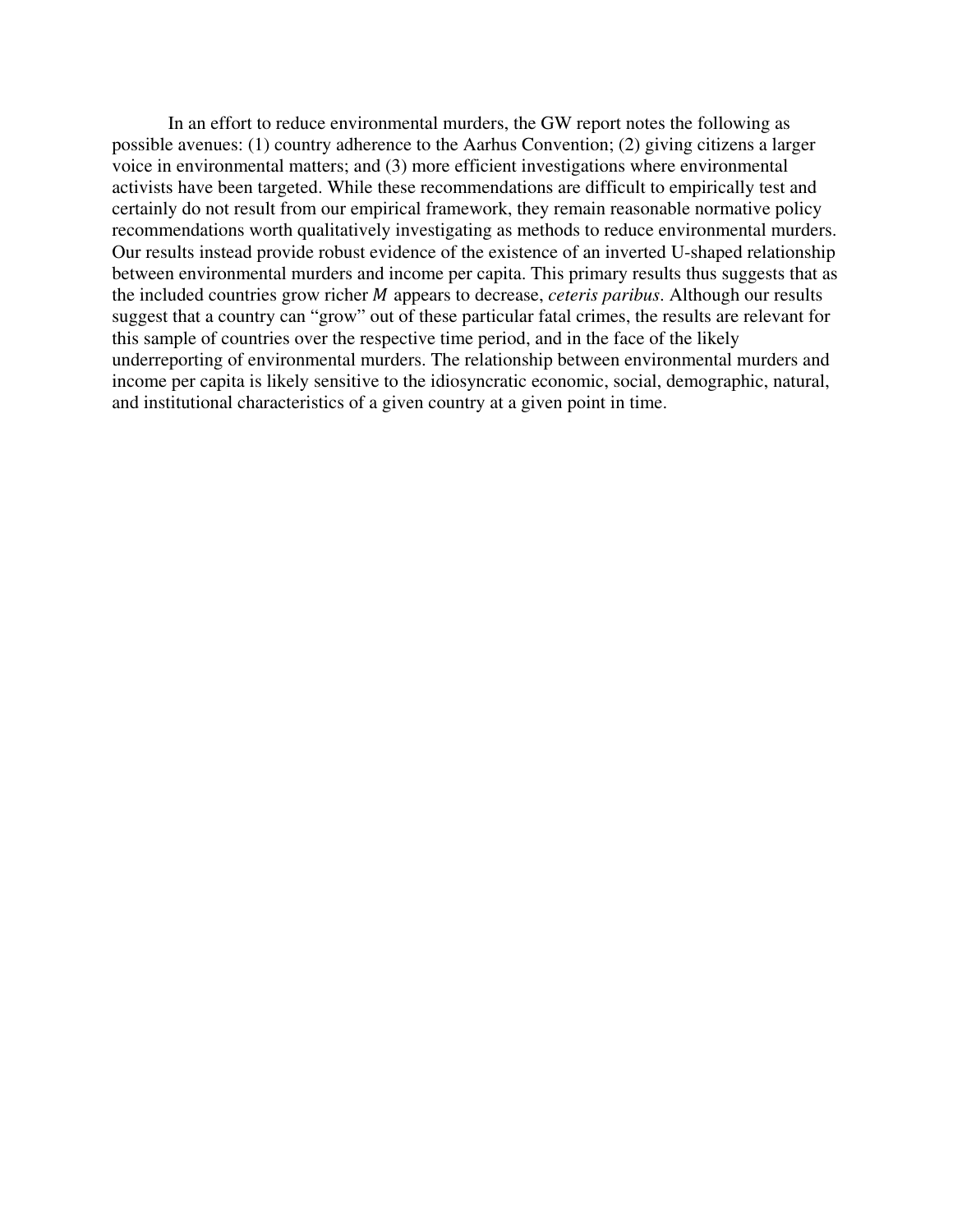In an effort to reduce environmental murders, the GW report notes the following as possible avenues: (1) country adherence to the Aarhus Convention; (2) giving citizens a larger voice in environmental matters; and (3) more efficient investigations where environmental activists have been targeted. While these recommendations are difficult to empirically test and certainly do not result from our empirical framework, they remain reasonable normative policy recommendations worth qualitatively investigating as methods to reduce environmental murders. Our results instead provide robust evidence of the existence of an inverted U-shaped relationship between environmental murders and income per capita. This primary results thus suggests that as the included countries grow richer $M$ appears to decrease, *ceteris paribus*. Although our results suggest that a country can "grow" out of these particular fatal crimes, the results are relevant for this sample of countries over the respective time period, and in the face of the likely underreporting of environmental murders. The relationship between environmental murders and income per capita is likely sensitive to the idiosyncratic economic, social, demographic, natural, and institutional characteristics of a given country at a given point in time.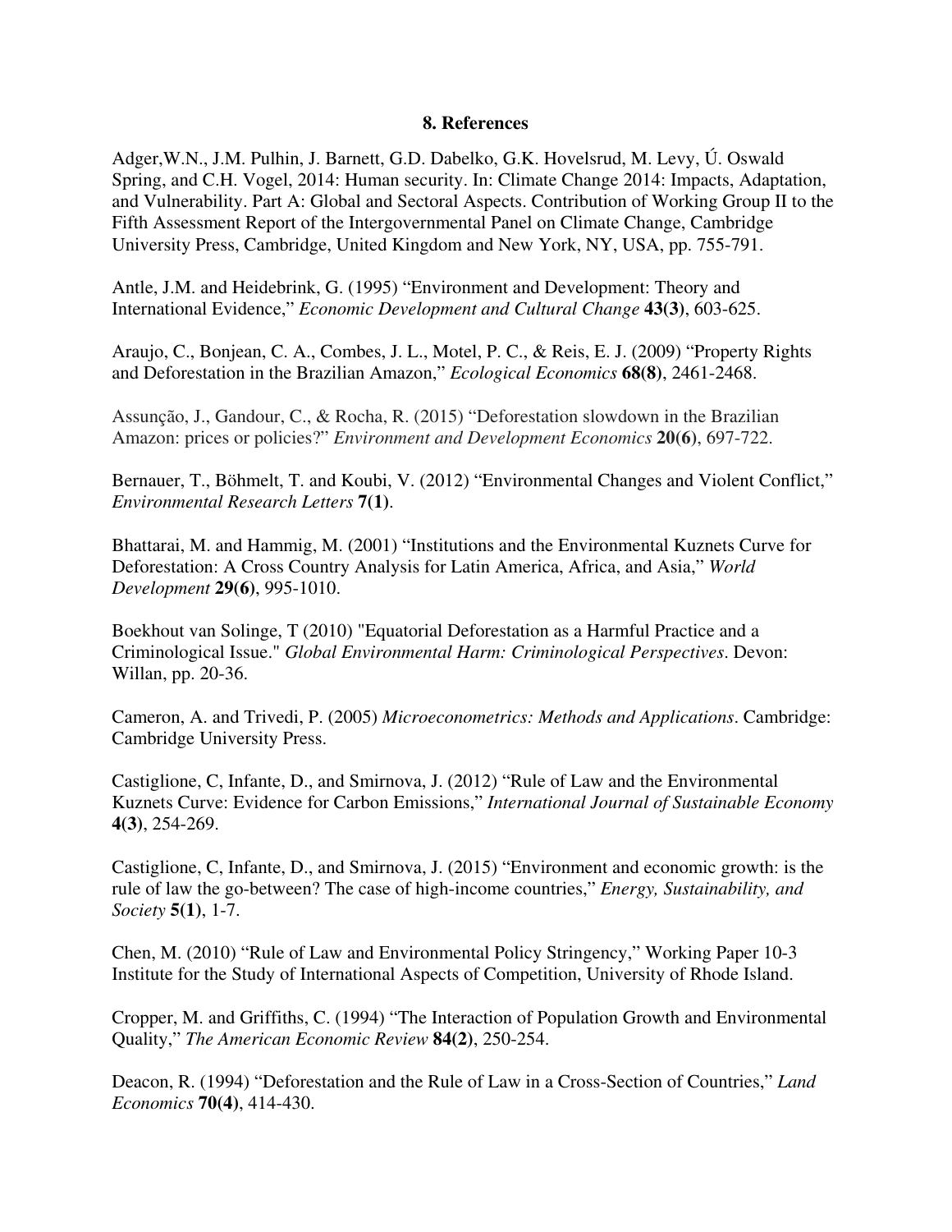## 8. References

Adger,W.N., J.M. Pulhin, J. Barnett, G.D. Dabelko, G.K. Hovelsrud, M. Levy, Ú. Oswald Spring, and C.H. Vogel, 2014: Human security. In: Climate Change 2014: Impacts, Adaptation, and Vulnerability. Part A: Global and Sectoral Aspects. Contribution of Working Group II to the Fifth Assessment Report of the Intergovernmental Panel on Climate Change, Cambridge University Press, Cambridge, United Kingdom and New York, NY, USA, pp. 755-791.

Antle, J.M. and Heidebrink, G. (1995) "Environment and Development: Theory and International Evidence," *Economic Development and Cultural Change* **43(3)**, 603-625.

Araujo, C., Bonjean, C. A., Combes, J. L., Motel, P. C., & Reis, E. J. (2009) "Property Rights and Deforestation in the Brazilian Amazon," *Ecological Economics* **68(8)**, 2461-2468.

Assunção, J., Gandour, C., & Rocha, R. (2015) "Deforestation slowdown in the Brazilian Amazon: prices or policies?" *Environment and Development Economics* **20(6)**, 697-722.

Bernauer, T., Böhmelt, T. and Koubi, V. (2012) "Environmental Changes and Violent Conflict," *Environmental Research Letters* **7(1)**.

Bhattarai, M. and Hammig, M. (2001) "Institutions and the Environmental Kuznets Curve for Deforestation: A Cross Country Analysis for Latin America, Africa, and Asia," *World Development* **29(6)**, 995-1010.

Boekhout van Solinge, T (2010) "Equatorial Deforestation as a Harmful Practice and a Criminological Issue." *Global Environmental Harm: Criminological Perspectives*. Devon: Willan, pp. 20-36.

Cameron, A. and Trivedi, P. (2005) *Microeconometrics: Methods and Applications*. Cambridge: Cambridge University Press.

Castiglione, C, Infante, D., and Smirnova, J. (2012) "Rule of Law and the Environmental Kuznets Curve: Evidence for Carbon Emissions," *International Journal of Sustainable Economy* **4(3)**, 254-269.

Castiglione, C, Infante, D., and Smirnova, J. (2015) "Environment and economic growth: is the rule of law the go-between? The case of high-income countries," *Energy, Sustainability, and Society* **5(1)**, 1-7.

Chen, M. (2010) "Rule of Law and Environmental Policy Stringency," Working Paper 10-3 Institute for the Study of International Aspects of Competition, University of Rhode Island.

Cropper, M. and Griffiths, C. (1994) "The Interaction of Population Growth and Environmental Quality," *The American Economic Review* **84(2)**, 250-254.

Deacon, R. (1994) "Deforestation and the Rule of Law in a Cross-Section of Countries," *Land Economics* **70(4)**, 414-430.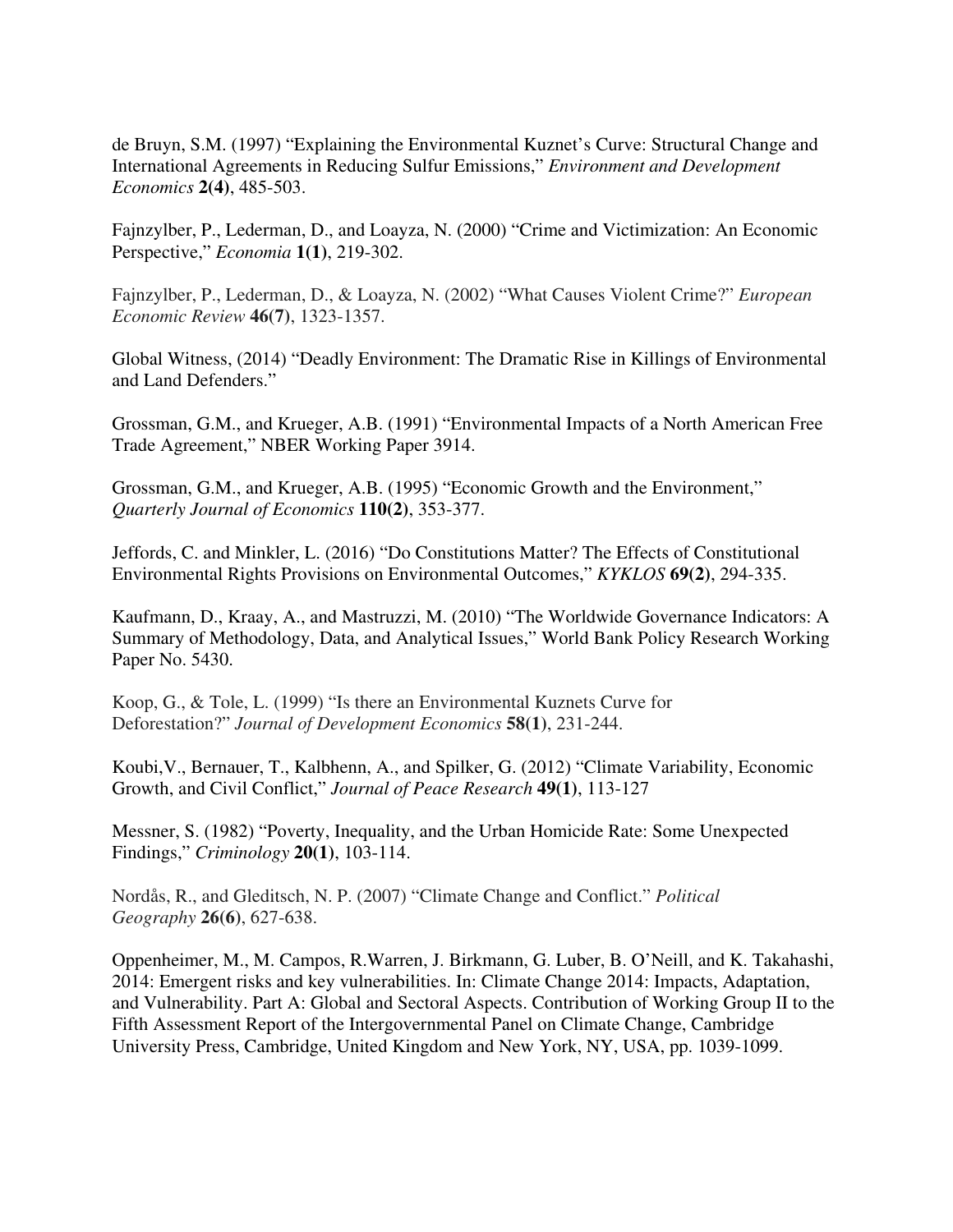de Bruyn, S.M. (1997) “Explaining the Environmental Kuznet’s Curve: Structural Change and International Agreements in Reducing Sulfur Emissions,” *Environment and Development Economics* **2(4)**, 485-503.

Fajnzylber, P., Lederman, D., and Loayza, N. (2000) “Crime and Victimization: An Economic Perspective,” *Economia* **1(1)**, 219-302.

Fajnzylber, P., Lederman, D., & Loayza, N. (2002) “What Causes Violent Crime?” *European Economic Review* **46(7)**, 1323-1357.

Global Witness, (2014) “Deadly Environment: The Dramatic Rise in Killings of Environmental and Land Defenders.”

Grossman, G.M., and Krueger, A.B. (1991) “Environmental Impacts of a North American Free Trade Agreement,” NBER Working Paper 3914.

Grossman, G.M., and Krueger, A.B. (1995) “Economic Growth and the Environment,” *Quarterly Journal of Economics* **110(2)**, 353-377.

Jeffords, C. and Minkler, L. (2016) “Do Constitutions Matter? The Effects of Constitutional Environmental Rights Provisions on Environmental Outcomes,” *KYKLOS* **69(2)**, 294-335.

Kaufmann, D., Kraay, A., and Mastruzzi, M. (2010) “The Worldwide Governance Indicators: A Summary of Methodology, Data, and Analytical Issues,” World Bank Policy Research Working Paper No. 5430.

Koop, G., & Tole, L. (1999) “Is there an Environmental Kuznets Curve for Deforestation?” *Journal of Development Economics* **58(1)**, 231-244.

Koubi,V., Bernauer, T., Kalbhenn, A., and Spilker, G. (2012) “Climate Variability, Economic Growth, and Civil Conflict,” *Journal of Peace Research* **49(1)**, 113-127

Messner, S. (1982) “Poverty, Inequality, and the Urban Homicide Rate: Some Unexpected Findings,” *Criminology* **20(1)**, 103-114.

Nordås, R., and Gleditsch, N. P. (2007) “Climate Change and Conflict.” *Political Geography* **26(6)**, 627-638.

Oppenheimer, M., M. Campos, R.Warren, J. Birkmann, G. Luber, B. O’Neill, and K. Takahashi, 2014: Emergent risks and key vulnerabilities. In: Climate Change 2014: Impacts, Adaptation, and Vulnerability. Part A: Global and Sectoral Aspects. Contribution of Working Group II to the Fifth Assessment Report of the Intergovernmental Panel on Climate Change, Cambridge University Press, Cambridge, United Kingdom and New York, NY, USA, pp. 1039-1099.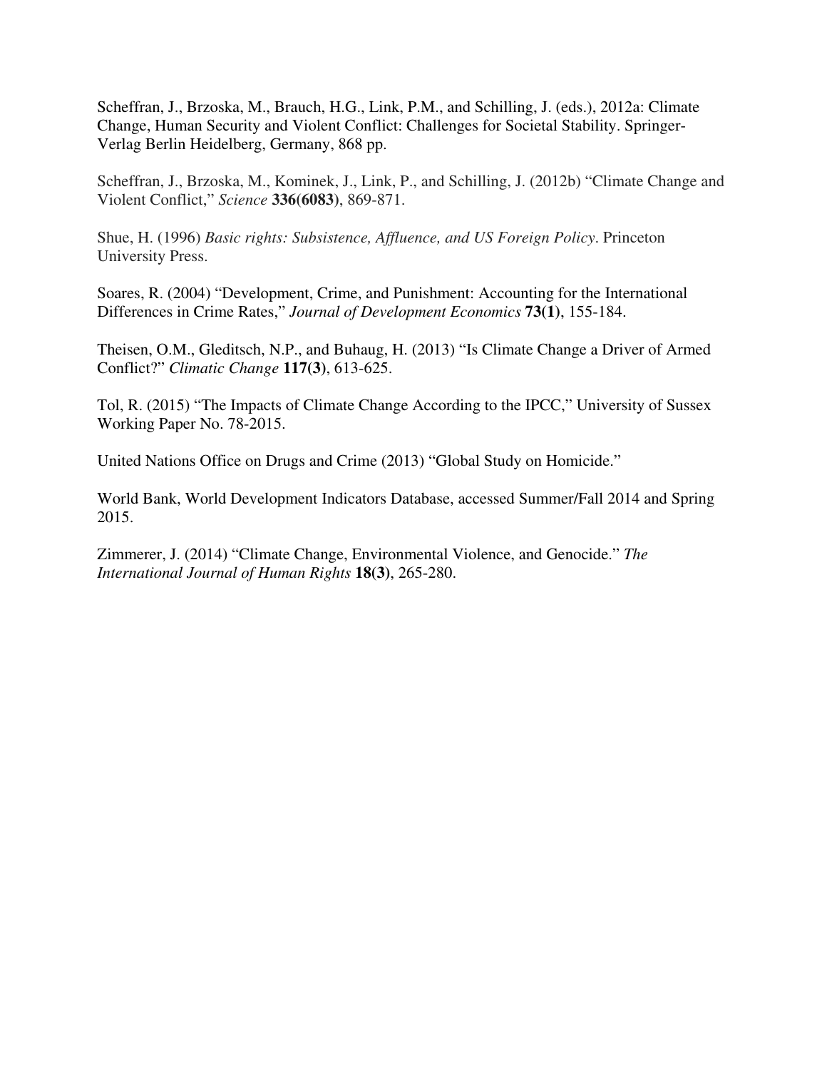Scheffran, J., Brzoska, M., Brauch, H.G., Link, P.M., and Schilling, J. (eds.), 2012a: Climate Change, Human Security and Violent Conflict: Challenges for Societal Stability. Springer-Verlag Berlin Heidelberg, Germany, 868 pp.

Scheffran, J., Brzoska, M., Kominek, J., Link, P., and Schilling, J. (2012b) "Climate Change and Violent Conflict," *Science* **336(6083)**, 869-871.

Shue, H. (1996) *Basic rights: Subsistence, Affluence, and US Foreign Policy*. Princeton University Press.

Soares, R. (2004) "Development, Crime, and Punishment: Accounting for the International Differences in Crime Rates," *Journal of Development Economics* **73(1)**, 155-184.

Theisen, O.M., Gleditsch, N.P., and Buhaug, H. (2013) "Is Climate Change a Driver of Armed Conflict?" *Climatic Change* **117(3)**, 613-625.

Tol, R. (2015) "The Impacts of Climate Change According to the IPCC," University of Sussex Working Paper No. 78-2015.

United Nations Office on Drugs and Crime (2013) "Global Study on Homicide."

World Bank, World Development Indicators Database, accessed Summer/Fall 2014 and Spring 2015.

Zimmerer, J. (2014) "Climate Change, Environmental Violence, and Genocide." *The International Journal of Human Rights* **18(3)**, 265-280.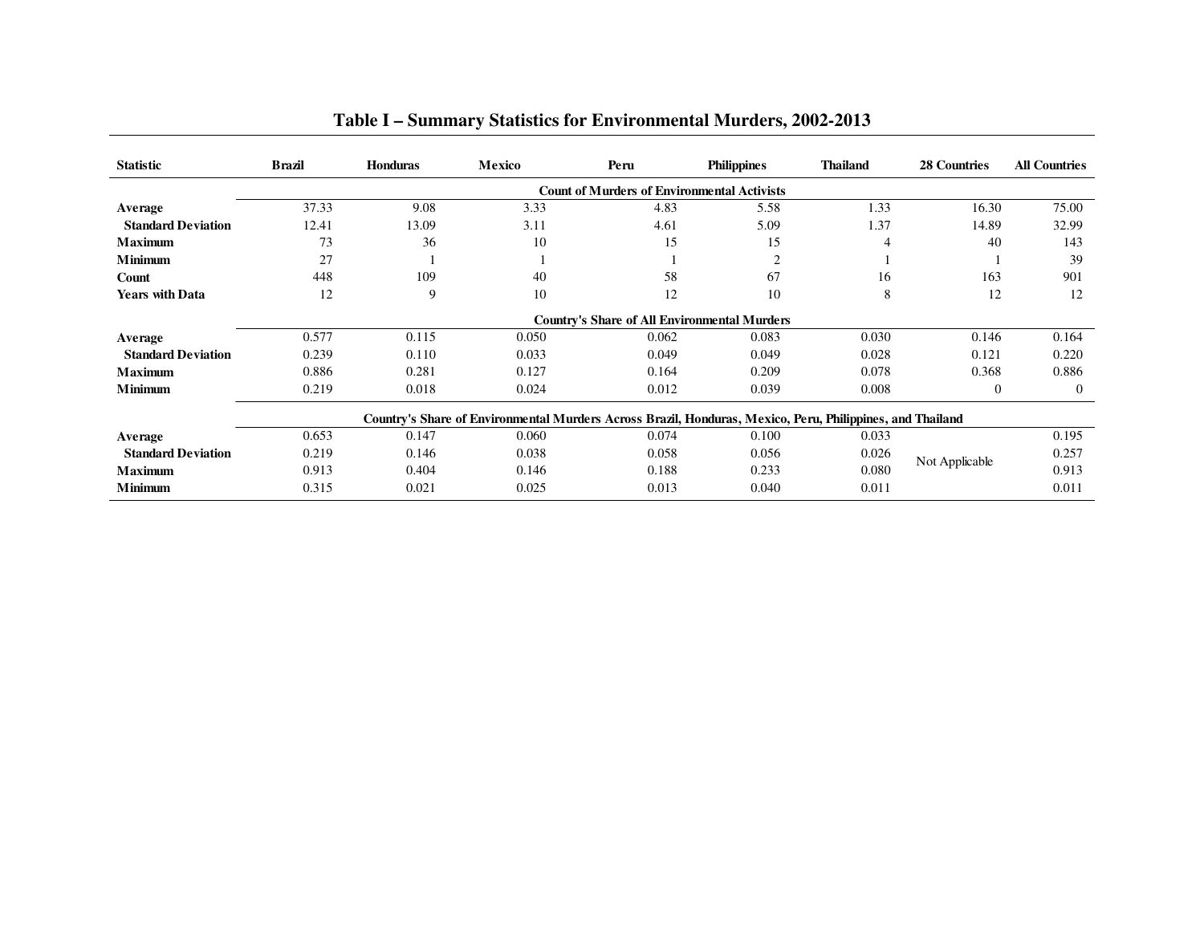# Table I – Summary Statistics for Environmental Murders, 2002-2013

| Statistic | Brazil | Honduras | Mexico | Peru | Philippines | Thailand | 28 Countries | All Countries |
|---|---|---|---|---|---|---|---|---|
| | **Count of Murders of Environmental Activists** | | | | | | | |
| **Average** | 37.33 | 9.08 | 3.33 | 4.83 | 5.58 | 1.33 | 16.30 | 75.00 |
| **Standard Deviation** | 12.41 | 13.09 | 3.11 | 4.61 | 5.09 | 1.37 | 14.89 | 32.99 |
| **Maximum** | 73 | 36 | 10 | 15 | 15 | 4 | 40 | 143 |
| **Minimum** | 27 | 1 | 1 | 1 | 2 | 1 | 1 | 39 |
| **Count** | 448 | 109 | 40 | 58 | 67 | 16 | 163 | 901 |
| **Years with Data** | 12 | 9 | 10 | 12 | 10 | 8 | 12 | 12 |
| | **Country's Share of All Environmental Murders** | | | | | | | |
| **Average** | 0.577 | 0.115 | 0.050 | 0.062 | 0.083 | 0.030 | 0.146 | 0.164 |
| **Standard Deviation** | 0.239 | 0.110 | 0.033 | 0.049 | 0.049 | 0.028 | 0.121 | 0.220 |
| **Maximum** | 0.886 | 0.281 | 0.127 | 0.164 | 0.209 | 0.078 | 0.368 | 0.886 |
| **Minimum** | 0.219 | 0.018 | 0.024 | 0.012 | 0.039 | 0.008 | 0 | 0 |
| | **Country's Share of Environmental Murders Across Brazil, Honduras, Mexico, Peru, Philippines, and Thailand** | | | | | | | |
| **Average** | 0.653 | 0.147 | 0.060 | 0.074 | 0.100 | 0.033 | Not Applicable | 0.195 |
| **Standard Deviation** | 0.219 | 0.146 | 0.038 | 0.058 | 0.056 | 0.026 | | 0.257 |
| **Maximum** | 0.913 | 0.404 | 0.146 | 0.188 | 0.233 | 0.080 | | 0.913 |
| **Minimum** | 0.315 | 0.021 | 0.025 | 0.013 | 0.040 | 0.011 | | 0.011 |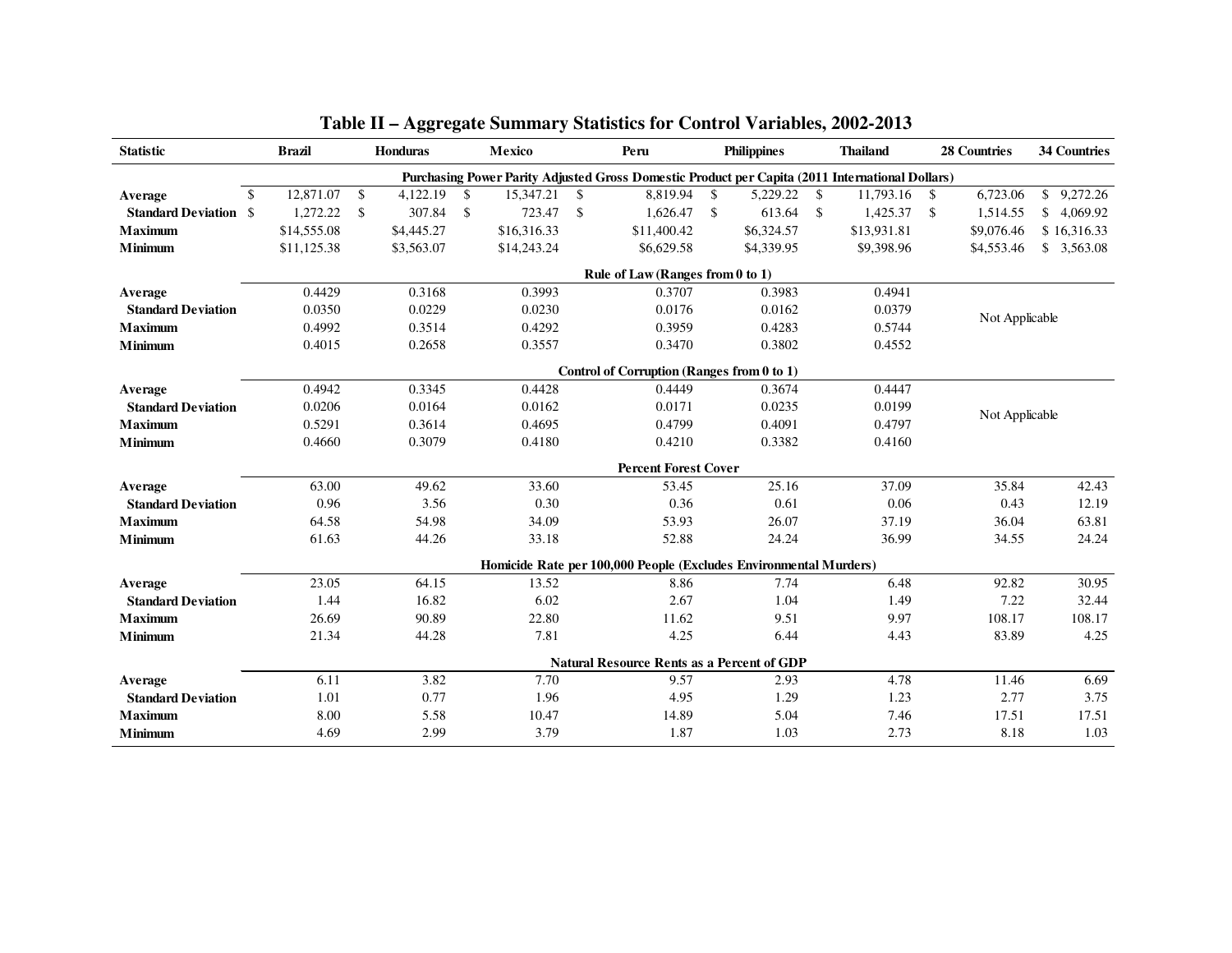**Table II – Aggregate Summary Statistics for Control Variables, 2002-2013**

| Statistic | Brazil | Honduras | Mexico | Peru | Philippines | Thailand | 28 Countries | 34 Countries |
|---|---|---|---|---|---|---|---|---|
| **Purchasing Power Parity Adjusted Gross Domestic Product per Capita (2011 International Dollars)** | | | | | | | | |
| **Average** | $ 12,871.07 | $ 4,122.19 | $ 15,347.21 | $ 8,819.94 | $ 5,229.22 | $ 11,793.16 | $ 6,723.06 | $ 9,272.26 |
| **Standard Deviation** | $ 1,272.22 | $ 307.84 | $ 723.47 | $ 1,626.47 | $ 613.64 | $ 1,425.37 | $ 1,514.55 | $ 4,069.92 |
| **Maximum** | $14,555.08 | $4,445.27 | $16,316.33 | $11,400.42 | $6,324.57 | $13,931.81 | $9,076.46 | $ 16,316.33 |
| **Minimum** | $11,125.38 | $3,563.07 | $14,243.24 | $6,629.58 | $4,339.95 | $9,398.96 | $4,553.46 | $ 3,563.08 |
| **Rule of Law (Ranges from 0 to 1)** | | | | | | | | |
| **Average** | 0.4429 | 0.3168 | 0.3993 | 0.3707 | 0.3983 | 0.4941 | Not Applicable | |
| **Standard Deviation** | 0.0350 | 0.0229 | 0.0230 | 0.0176 | 0.0162 | 0.0379 | | |
| **Maximum** | 0.4992 | 0.3514 | 0.4292 | 0.3959 | 0.4283 | 0.5744 | | |
| **Minimum** | 0.4015 | 0.2658 | 0.3557 | 0.3470 | 0.3802 | 0.4552 | | |
| **Control of Corruption (Ranges from 0 to 1)** | | | | | | | | |
| **Average** | 0.4942 | 0.3345 | 0.4428 | 0.4449 | 0.3674 | 0.4447 | Not Applicable | |
| **Standard Deviation** | 0.0206 | 0.0164 | 0.0162 | 0.0171 | 0.0235 | 0.0199 | | |
| **Maximum** | 0.5291 | 0.3614 | 0.4695 | 0.4799 | 0.4091 | 0.4797 | | |
| **Minimum** | 0.4660 | 0.3079 | 0.4180 | 0.4210 | 0.3382 | 0.4160 | | |
| **Percent Forest Cover** | | | | | | | | |
| **Average** | 63.00 | 49.62 | 33.60 | 53.45 | 25.16 | 37.09 | 35.84 | 42.43 |
| **Standard Deviation** | 0.96 | 3.56 | 0.30 | 0.36 | 0.61 | 0.06 | 0.43 | 12.19 |
| **Maximum** | 64.58 | 54.98 | 34.09 | 53.93 | 26.07 | 37.19 | 36.04 | 63.81 |
| **Minimum** | 61.63 | 44.26 | 33.18 | 52.88 | 24.24 | 36.99 | 34.55 | 24.24 |
| **Homicide Rate per 100,000 People (Excludes Environmental Murders)** | | | | | | | | |
| **Average** | 23.05 | 64.15 | 13.52 | 8.86 | 7.74 | 6.48 | 92.82 | 30.95 |
| **Standard Deviation** | 1.44 | 16.82 | 6.02 | 2.67 | 1.04 | 1.49 | 7.22 | 32.44 |
| **Maximum** | 26.69 | 90.89 | 22.80 | 11.62 | 9.51 | 9.97 | 108.17 | 108.17 |
| **Minimum** | 21.34 | 44.28 | 7.81 | 4.25 | 6.44 | 4.43 | 83.89 | 4.25 |
| **Natural Resource Rents as a Percent of GDP** | | | | | | | | |
| **Average** | 6.11 | 3.82 | 7.70 | 9.57 | 2.93 | 4.78 | 11.46 | 6.69 |
| **Standard Deviation** | 1.01 | 0.77 | 1.96 | 4.95 | 1.29 | 1.23 | 2.77 | 3.75 |
| **Maximum** | 8.00 | 5.58 | 10.47 | 14.89 | 5.04 | 7.46 | 17.51 | 17.51 |
| **Minimum** | 4.69 | 2.99 | 3.79 | 1.87 | 1.03 | 2.73 | 8.18 | 1.03 |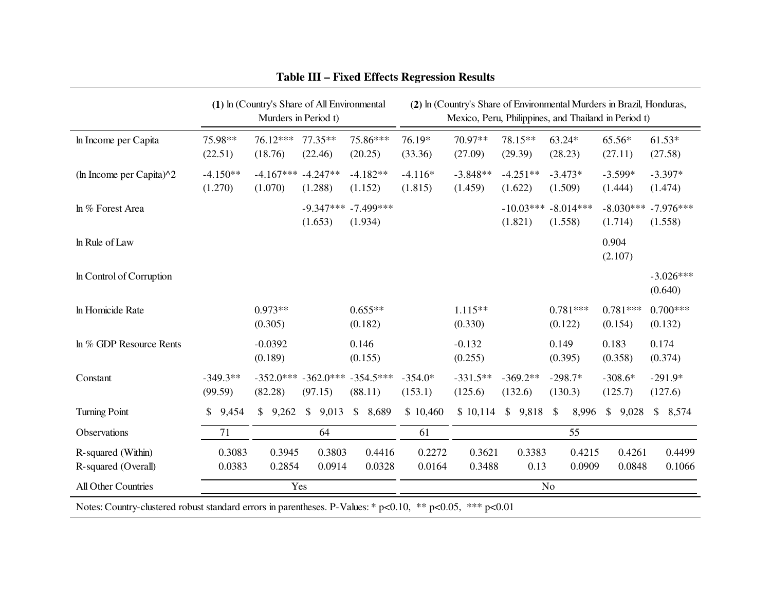**Table III – Fixed Effects Regression Results**

| | (1) ln (Country's Share of All Environmental Murders in Period t) | | | | (2) ln (Country's Share of Environmental Murders in Brazil, Honduras, Mexico, Peru, Philippines, and Thailand in Period t) | | | | | |
|---|---|---|---|---|---|---|---|---|---|---|
| ln Income per Capita | 75.98** | 76.12*** | 77.35** | 75.86*** | 76.19* | 70.97** | 78.15** | 63.24* | 65.56* | 61.53* |
| | (22.51) | (18.76) | (22.46) | (20.25) | (33.36) | (27.09) | (29.39) | (28.23) | (27.11) | (27.58) |
| (ln Income per Capita)^2 | -4.150** | -4.167*** | -4.247** | -4.182** | -4.116* | -3.848** | -4.251** | -3.473* | -3.599* | -3.397* |
| | (1.270) | (1.070) | (1.288) | (1.152) | (1.815) | (1.459) | (1.622) | (1.509) | (1.444) | (1.474) |
| ln % Forest Area | | | -9.347*** | -7.499*** | | | -10.03*** | -8.014*** | -8.030*** | -7.976*** |
| | | | (1.653) | (1.934) | | | (1.821) | (1.558) | (1.714) | (1.558) |
| ln Rule of Law | | | | | | | | | 0.904 | |
| | | | | | | | | | (2.107) | |
| ln Control of Corruption | | | | | | | | | | -3.026*** |
| | | | | | | | | | | (0.640) |
| ln Homicide Rate | | 0.973** | | 0.655** | | 1.115** | | 0.781*** | 0.781*** | 0.700*** |
| | | (0.305) | | (0.182) | | (0.330) | | (0.122) | (0.154) | (0.132) |
| ln % GDP Resource Rents | | -0.0392 | | 0.146 | | -0.132 | | 0.149 | 0.183 | 0.174 |
| | | (0.189) | | (0.155) | | (0.255) | | (0.395) | (0.358) | (0.374) |
| Constant | -349.3** | -352.0*** | -362.0*** | -354.5*** | -354.0* | -331.5** | -369.2** | -298.7* | -308.6* | -291.9* |
| | (99.59) | (82.28) | (97.15) | (88.11) | (153.1) | (125.6) | (132.6) | (130.3) | (125.7) | (127.6) |
| Turning Point | $ 9,454 | $ 9,262 | $ 9,013 | $ 8,689 | $ 10,460 | $ 10,114 | $ 9,818 | $ 8,996 | $ 9,028 | $ 8,574 |
| Observations | 71 | 64 | | | 61 | 55 | | | | |
| R-squared (Within) | 0.3083 | 0.3945 | 0.3803 | 0.4416 | 0.2272 | 0.3621 | 0.3383 | 0.4215 | 0.4261 | 0.4499 |
| R-squared (Overall) | 0.0383 | 0.2854 | 0.0914 | 0.0328 | 0.0164 | 0.3488 | 0.13 | 0.0909 | 0.0848 | 0.1066 |
| All Other Countries | Yes | | | | No | | | | | |

Notes: Country-clustered robust standard errors in parentheses. P-Values: * $p<0.10$, ** $p<0.05$, *** $p<0.01$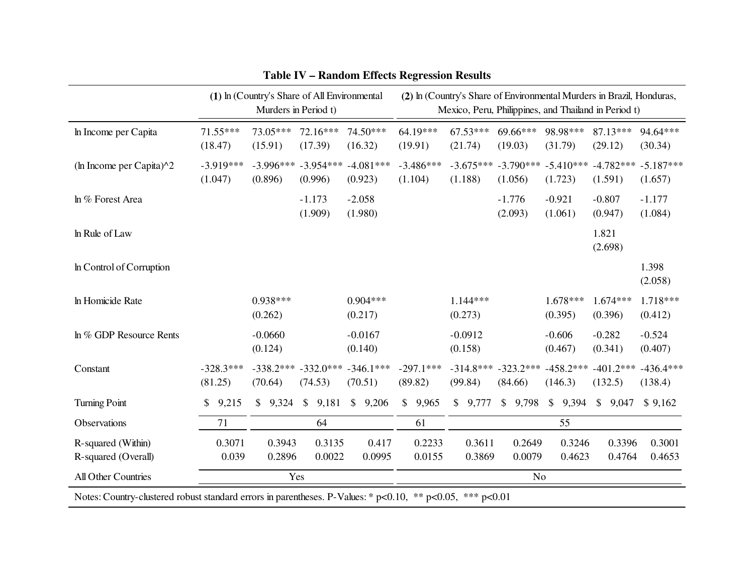**Table IV – Random Effects Regression Results**

| | **(1)** ln (Country's Share of All Environmental Murders in Period t) | | | | **(2)** ln (Country's Share of Environmental Murders in Brazil, Honduras, Mexico, Peru, Philippines, and Thailand in Period t) | | | | | |
|---|---|---|---|---|---|---|---|---|---|---|
| ln Income per Capita | 71.55***<br>(18.47) | 73.05***<br>(15.91) | 72.16***<br>(17.39) | 74.50***<br>(16.32) | 64.19***<br>(19.91) | 67.53***<br>(21.74) | 69.66***<br>(19.03) | 98.98***<br>(31.79) | 87.13***<br>(29.12) | 94.64***<br>(30.34) |
| (ln Income per Capita)^2 | -3.919***<br>(1.047) | -3.996***<br>(0.896) | -3.954***<br>(0.996) | -4.081***<br>(0.923) | -3.486***<br>(1.104) | -3.675***<br>(1.188) | -3.790***<br>(1.056) | -5.410***<br>(1.723) | -4.782***<br>(1.591) | -5.187***<br>(1.657) |
| ln % Forest Area | | | -1.173<br>(1.909) | -2.058<br>(1.980) | | | -1.776<br>(2.093) | -0.921<br>(1.061) | -0.807<br>(0.947) | -1.177<br>(1.084) |
| ln Rule of Law | | | | | | | | | 1.821<br>(2.698) | |
| ln Control of Corruption | | | | | | | | | | 1.398<br>(2.058) |
| ln Homicide Rate | | 0.938***<br>(0.262) | | 0.904***<br>(0.217) | | 1.144***<br>(0.273) | | 1.678***<br>(0.395) | 1.674***<br>(0.396) | 1.718***<br>(0.412) |
| ln % GDP Resource Rents | | -0.0660<br>(0.124) | | -0.0167<br>(0.140) | | -0.0912<br>(0.158) | | -0.606<br>(0.467) | -0.282<br>(0.341) | -0.524<br>(0.407) |
| Constant | -328.3***<br>(81.25) | -338.2***<br>(70.64) | -332.0***<br>(74.53) | -346.1***<br>(70.51) | -297.1***<br>(89.82) | -314.8***<br>(99.84) | -323.2***<br>(84.66) | -458.2***<br>(146.3) | -401.2***<br>(132.5) | -436.4***<br>(138.4) |
| Turning Point | $ 9,215 | $ 9,324 | $ 9,181 | $ 9,206 | $ 9,965 | $ 9,777 | $ 9,798 | $ 9,394 | $ 9,047 | $ 9,162 |
| Observations | 71 | 64 | | | 61 | 55 | | | | |
| R-squared (Within) | 0.3071 | 0.3943 | 0.3135 | 0.417 | 0.2233 | 0.3611 | 0.2649 | 0.3246 | 0.3396 | 0.3001 |
| R-squared (Overall) | 0.039 | 0.2896 | 0.0022 | 0.0995 | 0.0155 | 0.3869 | 0.0079 | 0.4623 | 0.4764 | 0.4653 |
| All Other Countries | Yes | | | | No | | | | | |

Notes: Country-clustered robust standard errors in parentheses. P-Values: * p<0.10, ** p<0.05, *** p<0.01